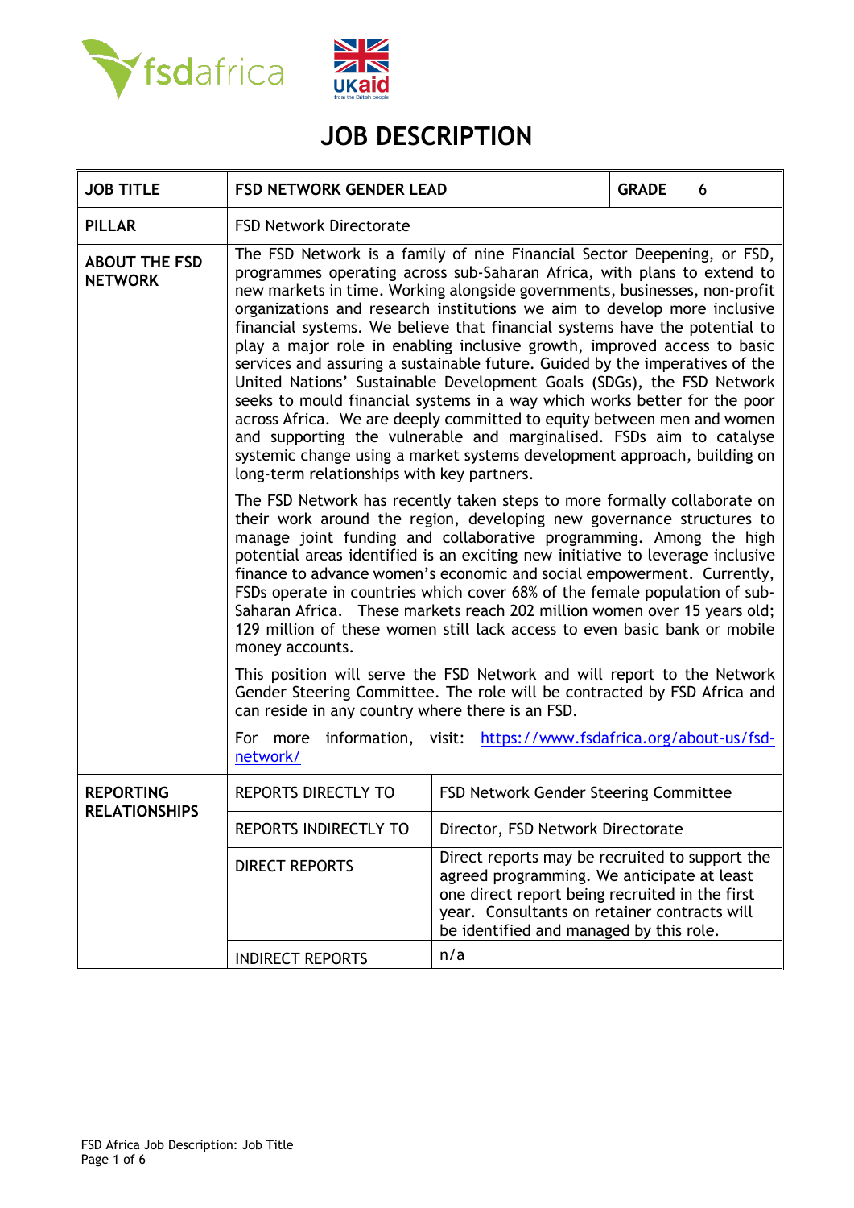# JOB DESCRIPTION

| JOB TITLE | FSD NETWORK GENDER LEAD | GRADE | 6 |
|---|---|---|---|
| PILLAR | FSD Network Directorate | | |
| ABOUT THE FSD NETWORK | The FSD Network is a family of nine Financial Sector Deepening, or FSD, programmes operating across sub-Saharan Africa, with plans to extend to new markets in time. Working alongside governments, businesses, non-profit organizations and research institutions we aim to develop more inclusive financial systems. We believe that financial systems have the potential to play a major role in enabling inclusive growth, improved access to basic services and assuring a sustainable future. Guided by the imperatives of the United Nations' Sustainable Development Goals (SDGs), the FSD Network seeks to mould financial systems in a way which works better for the poor across Africa. We are deeply committed to equity between men and women and supporting the vulnerable and marginalised. FSDs aim to catalyse systemic change using a market systems development approach, building on long-term relationships with key partners.<br><br>The FSD Network has recently taken steps to more formally collaborate on their work around the region, developing new governance structures to manage joint funding and collaborative programming. Among the high potential areas identified is an exciting new initiative to leverage inclusive finance to advance women's economic and social empowerment. Currently, FSDs operate in countries which cover 68% of the female population of sub-Saharan Africa. These markets reach 202 million women over 15 years old; 129 million of these women still lack access to even basic bank or mobile money accounts.<br><br>This position will serve the FSD Network and will report to the Network Gender Steering Committee. The role will be contracted by FSD Africa and can reside in any country where there is an FSD.<br><br>For more information, visit: [https://www.fsdafrica.org/about-us/fsd-network/](https://www.fsdafrica.org/about-us/fsd-network/) | | |

| REPORTING RELATIONSHIPS | | |
|---|---|---|
| | REPORTS DIRECTLY TO | FSD Network Gender Steering Committee |
| | REPORTS INDIRECTLY TO | Director, FSD Network Directorate |
| | DIRECT REPORTS | Direct reports may be recruited to support the agreed programming. We anticipate at least one direct report being recruited in the first year. Consultants on retainer contracts will be identified and managed by this role. |
| | INDIRECT REPORTS | n/a |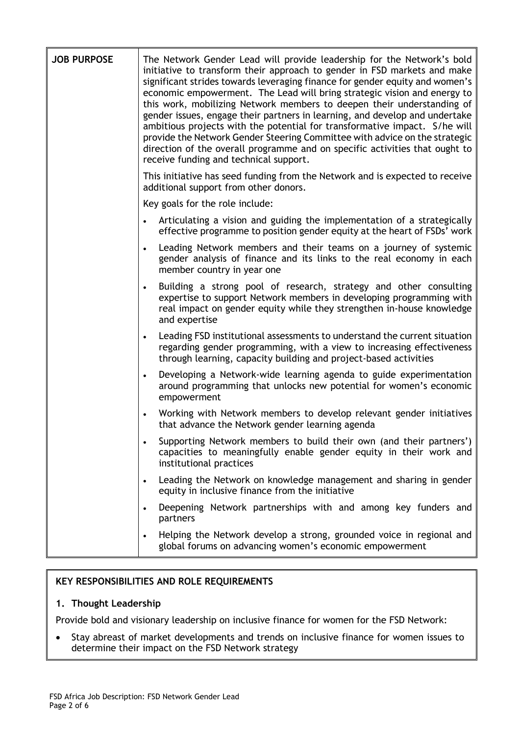| | |
|---|---|
| **JOB PURPOSE** | The Network Gender Lead will provide leadership for the Network's bold initiative to transform their approach to gender in FSD markets and make significant strides towards leveraging finance for gender equity and women's economic empowerment. The Lead will bring strategic vision and energy to this work, mobilizing Network members to deepen their understanding of gender issues, engage their partners in learning, and develop and undertake ambitious projects with the potential for transformative impact. S/he will provide the Network Gender Steering Committee with advice on the strategic direction of the overall programme and on specific activities that ought to receive funding and technical support.<br><br>This initiative has seed funding from the Network and is expected to receive additional support from other donors.<br><br>Key goals for the role include:<br><br>• Articulating a vision and guiding the implementation of a strategically effective programme to position gender equity at the heart of FSDs' work<br>• Leading Network members and their teams on a journey of systemic gender analysis of finance and its links to the real economy in each member country in year one<br>• Building a strong pool of research, strategy and other consulting expertise to support Network members in developing programming with real impact on gender equity while they strengthen in-house knowledge and expertise<br>• Leading FSD institutional assessments to understand the current situation regarding gender programming, with a view to increasing effectiveness through learning, capacity building and project-based activities<br>• Developing a Network-wide learning agenda to guide experimentation around programming that unlocks new potential for women's economic empowerment<br>• Working with Network members to develop relevant gender initiatives that advance the Network gender learning agenda<br>• Supporting Network members to build their own (and their partners') capacities to meaningfully enable gender equity in their work and institutional practices<br>• Leading the Network on knowledge management and sharing in gender equity in inclusive finance from the initiative<br>• Deepening Network partnerships with and among key funders and partners<br>• Helping the Network develop a strong, grounded voice in regional and global forums on advancing women's economic empowerment |

## KEY RESPONSIBILITIES AND ROLE REQUIREMENTS

### 1. Thought Leadership

Provide bold and visionary leadership on inclusive finance for women for the FSD Network:

- Stay abreast of market developments and trends on inclusive finance for women issues to determine their impact on the FSD Network strategy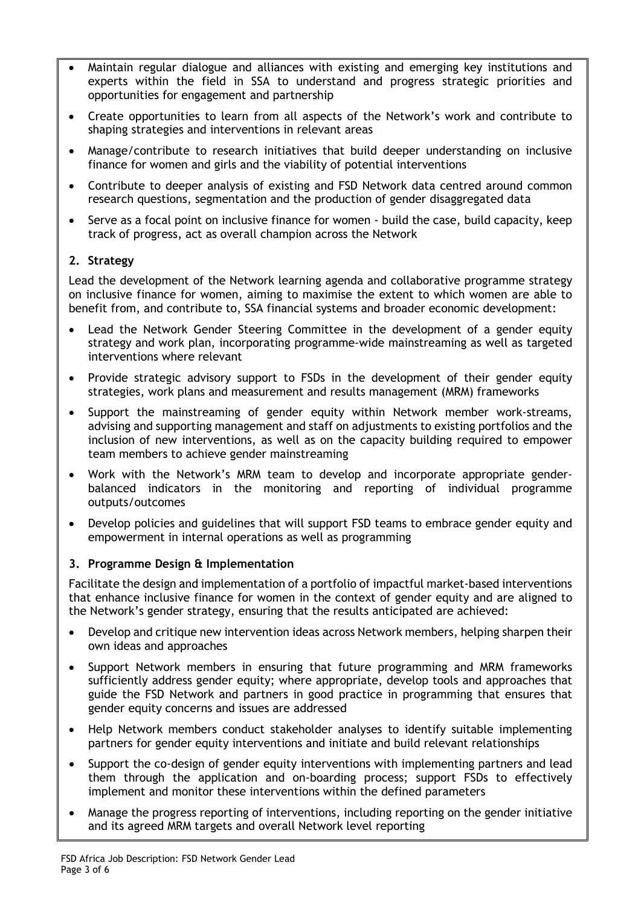- Maintain regular dialogue and alliances with existing and emerging key institutions and experts within the field in SSA to understand and progress strategic priorities and opportunities for engagement and partnership
- Create opportunities to learn from all aspects of the Network's work and contribute to shaping strategies and interventions in relevant areas
- Manage/contribute to research initiatives that build deeper understanding on inclusive finance for women and girls and the viability of potential interventions
- Contribute to deeper analysis of existing and FSD Network data centred around common research questions, segmentation and the production of gender disaggregated data
- Serve as a focal point on inclusive finance for women - build the case, build capacity, keep track of progress, act as overall champion across the Network

### 2. Strategy

Lead the development of the Network learning agenda and collaborative programme strategy on inclusive finance for women, aiming to maximise the extent to which women are able to benefit from, and contribute to, SSA financial systems and broader economic development:

- Lead the Network Gender Steering Committee in the development of a gender equity strategy and work plan, incorporating programme-wide mainstreaming as well as targeted interventions where relevant
- Provide strategic advisory support to FSDs in the development of their gender equity strategies, work plans and measurement and results management (MRM) frameworks
- Support the mainstreaming of gender equity within Network member work-streams, advising and supporting management and staff on adjustments to existing portfolios and the inclusion of new interventions, as well as on the capacity building required to empower team members to achieve gender mainstreaming
- Work with the Network's MRM team to develop and incorporate appropriate gender-balanced indicators in the monitoring and reporting of individual programme outputs/outcomes
- Develop policies and guidelines that will support FSD teams to embrace gender equity and empowerment in internal operations as well as programming

### 3. Programme Design & Implementation

Facilitate the design and implementation of a portfolio of impactful market-based interventions that enhance inclusive finance for women in the context of gender equity and are aligned to the Network's gender strategy, ensuring that the results anticipated are achieved:

- Develop and critique new intervention ideas across Network members, helping sharpen their own ideas and approaches
- Support Network members in ensuring that future programming and MRM frameworks sufficiently address gender equity; where appropriate, develop tools and approaches that guide the FSD Network and partners in good practice in programming that ensures that gender equity concerns and issues are addressed
- Help Network members conduct stakeholder analyses to identify suitable implementing partners for gender equity interventions and initiate and build relevant relationships
- Support the co-design of gender equity interventions with implementing partners and lead them through the application and on-boarding process; support FSDs to effectively implement and monitor these interventions within the defined parameters
- Manage the progress reporting of interventions, including reporting on the gender initiative and its agreed MRM targets and overall Network level reporting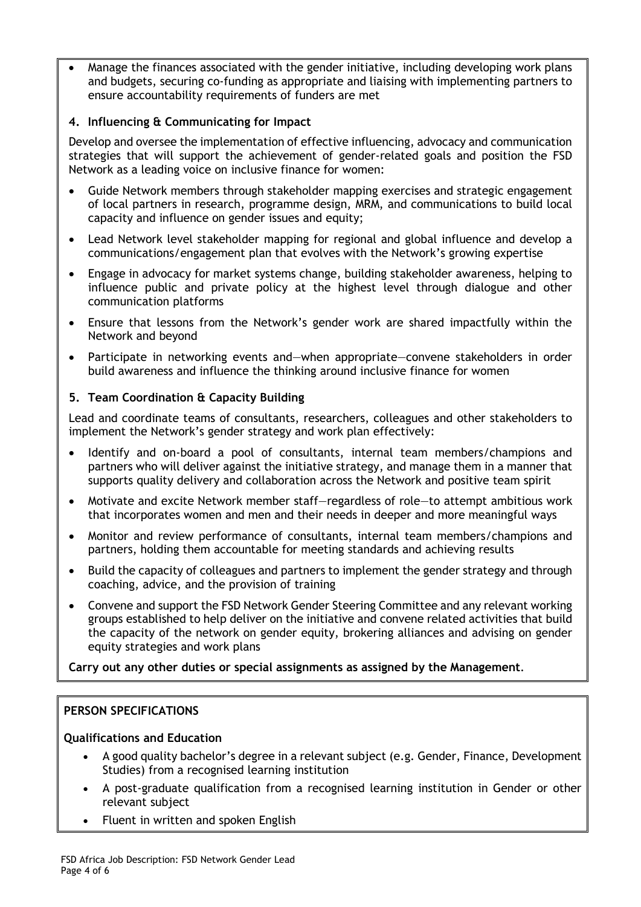- Manage the finances associated with the gender initiative, including developing work plans and budgets, securing co-funding as appropriate and liaising with implementing partners to ensure accountability requirements of funders are met

**4. Influencing & Communicating for Impact**

Develop and oversee the implementation of effective influencing, advocacy and communication strategies that will support the achievement of gender-related goals and position the FSD Network as a leading voice on inclusive finance for women:

- Guide Network members through stakeholder mapping exercises and strategic engagement of local partners in research, programme design, MRM, and communications to build local capacity and influence on gender issues and equity;
- Lead Network level stakeholder mapping for regional and global influence and develop a communications/engagement plan that evolves with the Network's growing expertise
- Engage in advocacy for market systems change, building stakeholder awareness, helping to influence public and private policy at the highest level through dialogue and other communication platforms
- Ensure that lessons from the Network's gender work are shared impactfully within the Network and beyond
- Participate in networking events and—when appropriate—convene stakeholders in order build awareness and influence the thinking around inclusive finance for women

**5. Team Coordination & Capacity Building**

Lead and coordinate teams of consultants, researchers, colleagues and other stakeholders to implement the Network's gender strategy and work plan effectively:

- Identify and on-board a pool of consultants, internal team members/champions and partners who will deliver against the initiative strategy, and manage them in a manner that supports quality delivery and collaboration across the Network and positive team spirit
- Motivate and excite Network member staff—regardless of role—to attempt ambitious work that incorporates women and men and their needs in deeper and more meaningful ways
- Monitor and review performance of consultants, internal team members/champions and partners, holding them accountable for meeting standards and achieving results
- Build the capacity of colleagues and partners to implement the gender strategy and through coaching, advice, and the provision of training
- Convene and support the FSD Network Gender Steering Committee and any relevant working groups established to help deliver on the initiative and convene related activities that build the capacity of the network on gender equity, brokering alliances and advising on gender equity strategies and work plans

**Carry out any other duties or special assignments as assigned by the Management**.

## PERSON SPECIFICATIONS

**Qualifications and Education**

- A good quality bachelor's degree in a relevant subject (e.g. Gender, Finance, Development Studies) from a recognised learning institution
- A post-graduate qualification from a recognised learning institution in Gender or other relevant subject
- Fluent in written and spoken English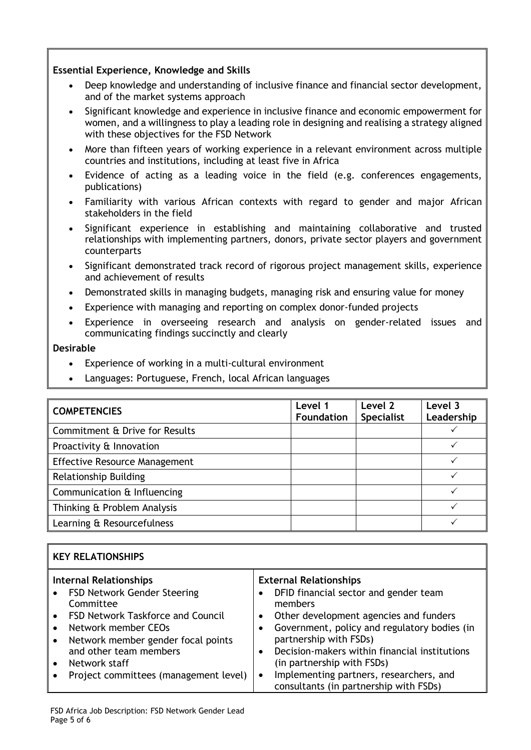**Essential Experience, Knowledge and Skills**

- Deep knowledge and understanding of inclusive finance and financial sector development, and of the market systems approach
- Significant knowledge and experience in inclusive finance and economic empowerment for women, and a willingness to play a leading role in designing and realising a strategy aligned with these objectives for the FSD Network
- More than fifteen years of working experience in a relevant environment across multiple countries and institutions, including at least five in Africa
- Evidence of acting as a leading voice in the field (e.g. conferences engagements, publications)
- Familiarity with various African contexts with regard to gender and major African stakeholders in the field
- Significant experience in establishing and maintaining collaborative and trusted relationships with implementing partners, donors, private sector players and government counterparts
- Significant demonstrated track record of rigorous project management skills, experience and achievement of results
- Demonstrated skills in managing budgets, managing risk and ensuring value for money
- Experience with managing and reporting on complex donor-funded projects
- Experience in overseeing research and analysis on gender-related issues and communicating findings succinctly and clearly

**Desirable**

- Experience of working in a multi-cultural environment
- Languages: Portuguese, French, local African languages

| COMPETENCIES | Level 1 Foundation | Level 2 Specialist | Level 3 Leadership |
|---|---|---|---|
| Commitment & Drive for Results | | | ✓ |
| Proactivity & Innovation | | | ✓ |
| Effective Resource Management | | | ✓ |
| Relationship Building | | | ✓ |
| Communication & Influencing | | | ✓ |
| Thinking & Problem Analysis | | | ✓ |
| Learning & Resourcefulness | | | ✓ |

**KEY RELATIONSHIPS**

**Internal Relationships**

- FSD Network Gender Steering Committee
- FSD Network Taskforce and Council
- Network member CEOs
- Network member gender focal points and other team members
- Network staff
- Project committees (management level)

**External Relationships**

- DFID financial sector and gender team members
- Other development agencies and funders
- Government, policy and regulatory bodies (in partnership with FSDs)
- Decision-makers within financial institutions (in partnership with FSDs)
- Implementing partners, researchers, and consultants (in partnership with FSDs)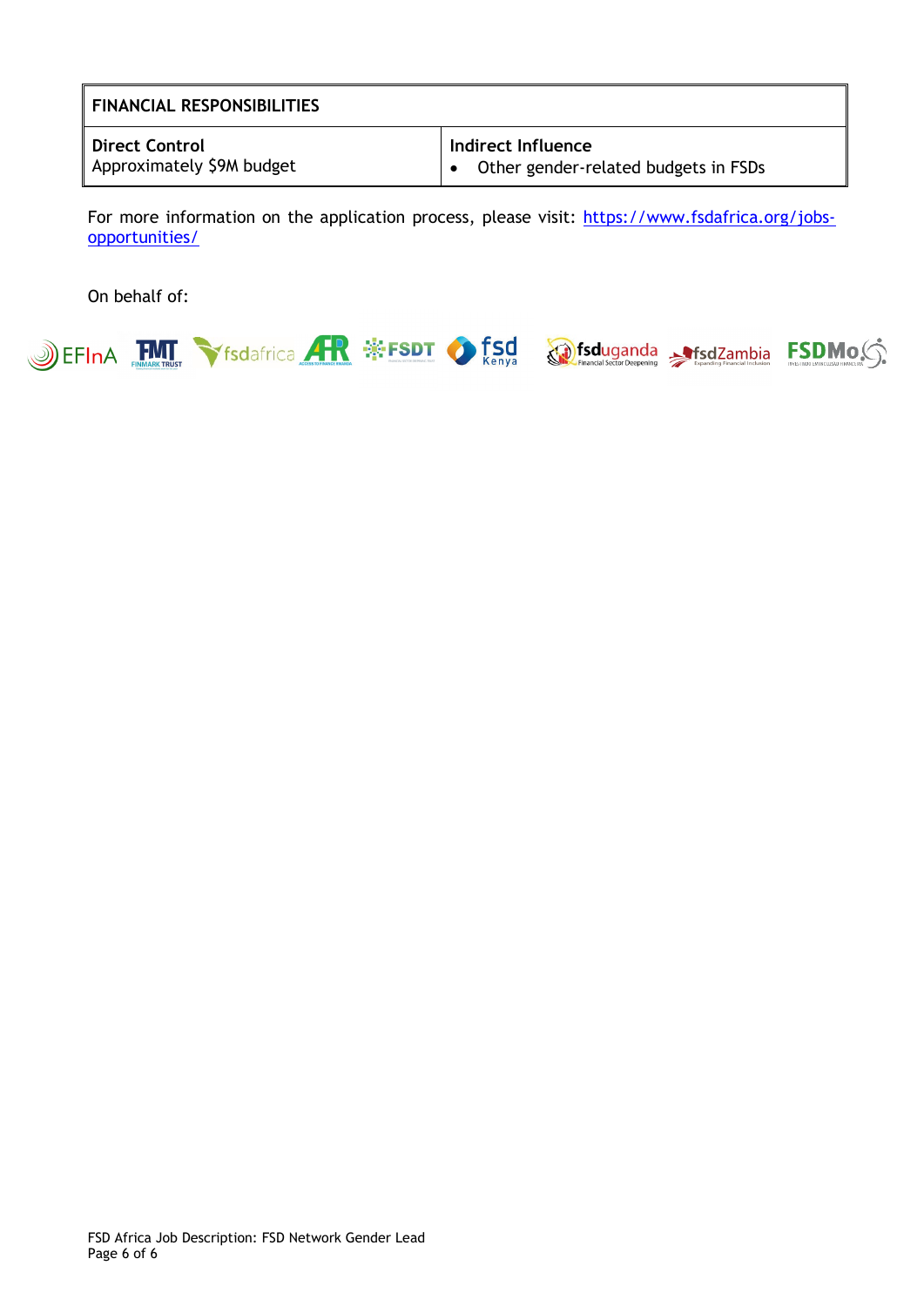| FINANCIAL RESPONSIBILITIES | |
|---|---|
| **Direct Control**<br>Approximately $9M budget | **Indirect Influence**<br>• Other gender-related budgets in FSDs |

For more information on the application process, please visit: [https://www.fsdafrica.org/jobs-opportunities/](https://www.fsdafrica.org/jobs-opportunities/)

On behalf of: